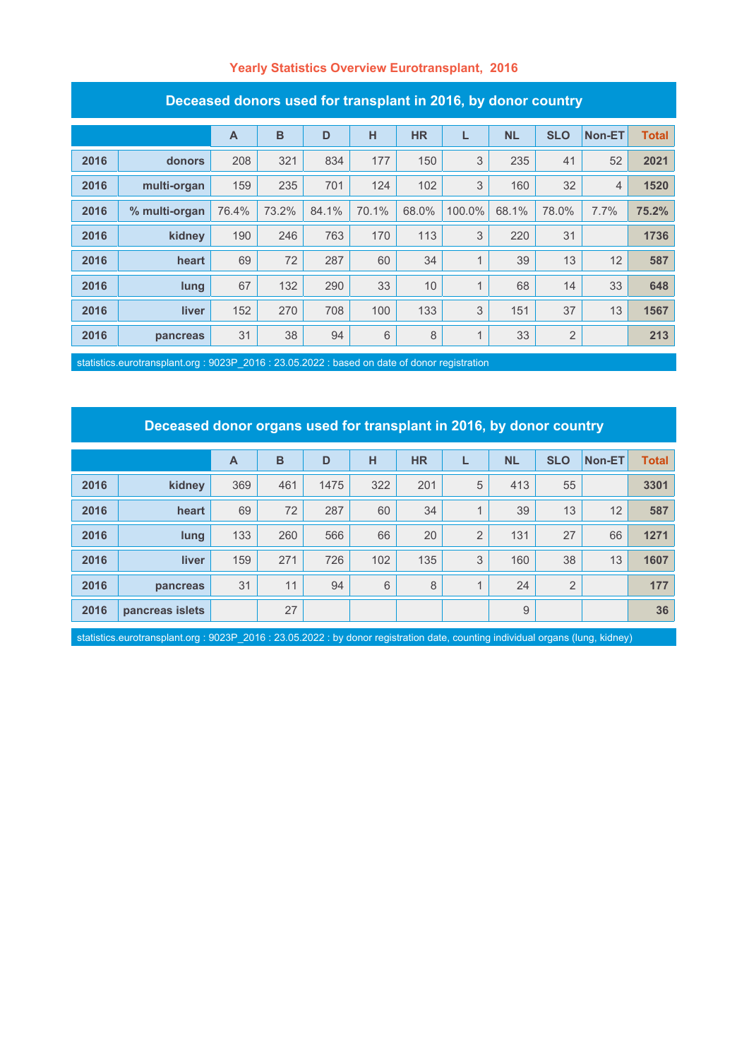# Yearly Statistics Overview Eurotransplant, 2016

## Deceased donors used for transplant in 2016, by donor country

| | | A | B | D | H | HR | L | NL | SLO | Non-ET | Total |
|---|---|---|---|---|---|---|---|---|---|---|---|
| 2016 | donors | 208 | 321 | 834 | 177 | 150 | 3 | 235 | 41 | 52 | 2021 |
| 2016 | multi-organ | 159 | 235 | 701 | 124 | 102 | 3 | 160 | 32 | 4 | 1520 |
| 2016 | % multi-organ | 76.4% | 73.2% | 84.1% | 70.1% | 68.0% | 100.0% | 68.1% | 78.0% | 7.7% | 75.2% |
| 2016 | kidney | 190 | 246 | 763 | 170 | 113 | 3 | 220 | 31 | | 1736 |
| 2016 | heart | 69 | 72 | 287 | 60 | 34 | 1 | 39 | 13 | 12 | 587 |
| 2016 | lung | 67 | 132 | 290 | 33 | 10 | 1 | 68 | 14 | 33 | 648 |
| 2016 | liver | 152 | 270 | 708 | 100 | 133 | 3 | 151 | 37 | 13 | 1567 |
| 2016 | pancreas | 31 | 38 | 94 | 6 | 8 | 1 | 33 | 2 | | 213 |

statistics.eurotransplant.org : 9023P_2016 : 23.05.2022 : based on date of donor registration

## Deceased donor organs used for transplant in 2016, by donor country

| | | A | B | D | H | HR | L | NL | SLO | Non-ET | Total |
|---|---|---|---|---|---|---|---|---|---|---|---|
| 2016 | kidney | 369 | 461 | 1475 | 322 | 201 | 5 | 413 | 55 | | 3301 |
| 2016 | heart | 69 | 72 | 287 | 60 | 34 | 1 | 39 | 13 | 12 | 587 |
| 2016 | lung | 133 | 260 | 566 | 66 | 20 | 2 | 131 | 27 | 66 | 1271 |
| 2016 | liver | 159 | 271 | 726 | 102 | 135 | 3 | 160 | 38 | 13 | 1607 |
| 2016 | pancreas | 31 | 11 | 94 | 6 | 8 | 1 | 24 | 2 | | 177 |
| 2016 | pancreas islets | | 27 | | | | | 9 | | | 36 |

statistics.eurotransplant.org : 9023P_2016 : 23.05.2022 : by donor registration date, counting individual organs (lung, kidney)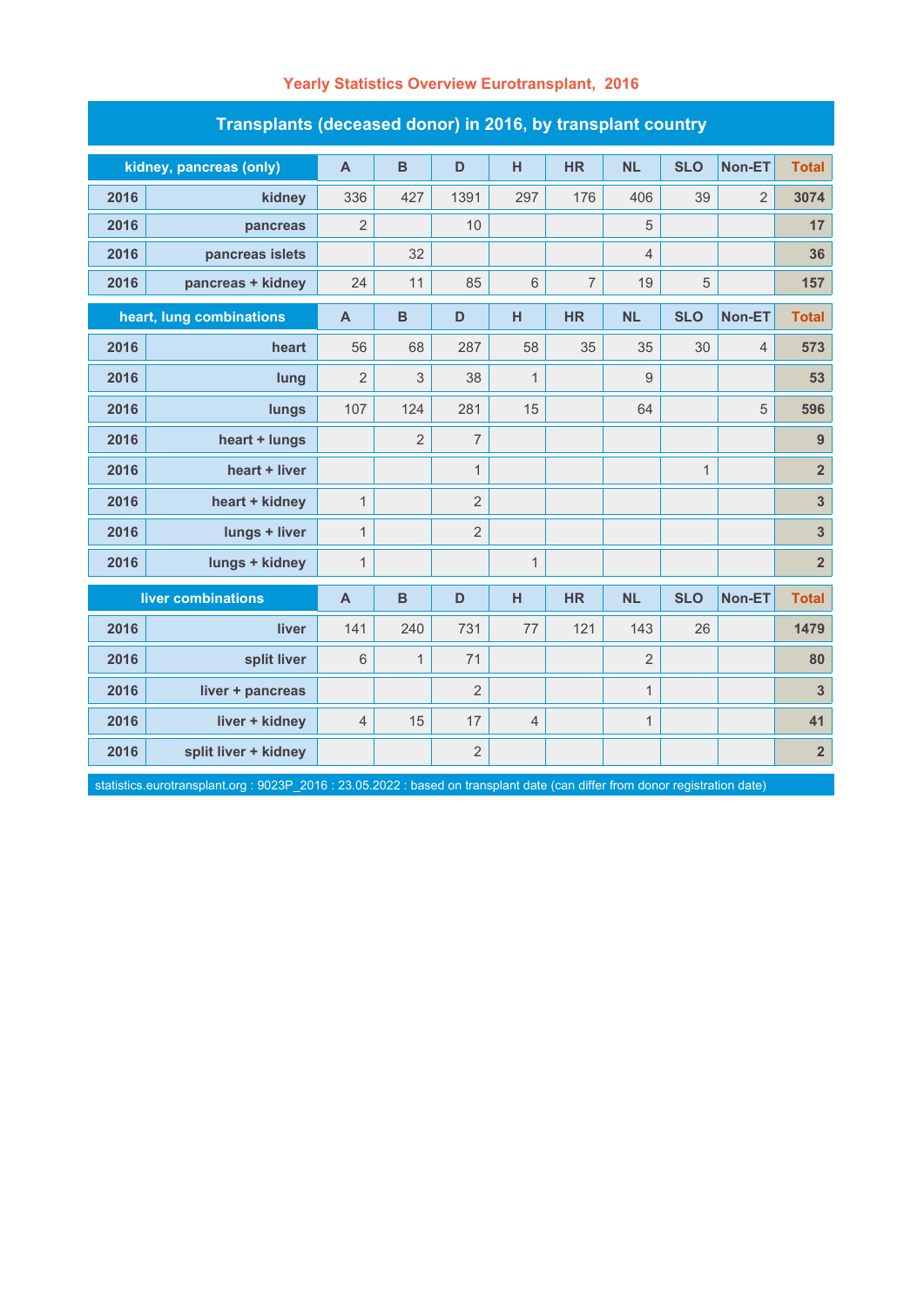## Yearly Statistics Overview Eurotransplant, 2016

### Transplants (deceased donor) in 2016, by transplant country

| kidney, pancreas (only) | | A | B | D | H | HR | NL | SLO | Non-ET | Total |
|---|---|---|---|---|---|---|---|---|---|---|
| 2016 | kidney | 336 | 427 | 1391 | 297 | 176 | 406 | 39 | 2 | 3074 |
| 2016 | pancreas | 2 | | 10 | | | 5 | | | 17 |
| 2016 | pancreas islets | | 32 | | | | 4 | | | 36 |
| 2016 | pancreas + kidney | 24 | 11 | 85 | 6 | 7 | 19 | 5 | | 157 |
| **heart, lung combinations** | | **A** | **B** | **D** | **H** | **HR** | **NL** | **SLO** | **Non-ET** | **Total** |
| 2016 | heart | 56 | 68 | 287 | 58 | 35 | 35 | 30 | 4 | 573 |
| 2016 | lung | 2 | 3 | 38 | 1 | | 9 | | | 53 |
| 2016 | lungs | 107 | 124 | 281 | 15 | | 64 | | 5 | 596 |
| 2016 | heart + lungs | | 2 | 7 | | | | | | 9 |
| 2016 | heart + liver | | | 1 | | | | 1 | | 2 |
| 2016 | heart + kidney | 1 | | 2 | | | | | | 3 |
| 2016 | lungs + liver | 1 | | 2 | | | | | | 3 |
| 2016 | lungs + kidney | 1 | | | 1 | | | | | 2 |
| **liver combinations** | | **A** | **B** | **D** | **H** | **HR** | **NL** | **SLO** | **Non-ET** | **Total** |
| 2016 | liver | 141 | 240 | 731 | 77 | 121 | 143 | 26 | | 1479 |
| 2016 | split liver | 6 | 1 | 71 | | | 2 | | | 80 |
| 2016 | liver + pancreas | | | 2 | | | 1 | | | 3 |
| 2016 | liver + kidney | 4 | 15 | 17 | 4 | | 1 | | | 41 |
| 2016 | split liver + kidney | | | 2 | | | | | | 2 |

statistics.eurotransplant.org : 9023P_2016 : 23.05.2022 : based on transplant date (can differ from donor registration date)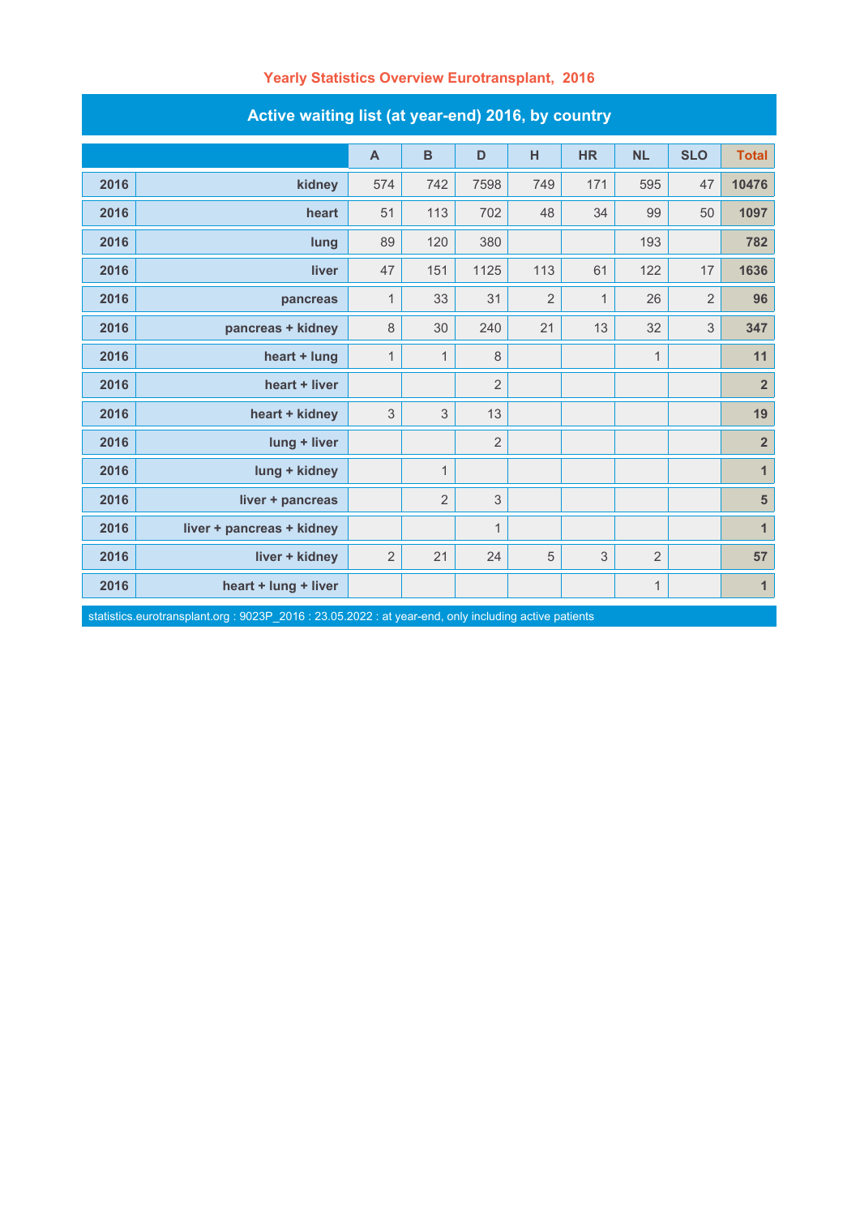Yearly Statistics Overview Eurotransplant, 2016

## Active waiting list (at year-end) 2016, by country

| | | A | B | D | H | HR | NL | SLO | Total |
|---|---|---|---|---|---|---|---|---|---|
| 2016 | kidney | 574 | 742 | 7598 | 749 | 171 | 595 | 47 | 10476 |
| 2016 | heart | 51 | 113 | 702 | 48 | 34 | 99 | 50 | 1097 |
| 2016 | lung | 89 | 120 | 380 | | | 193 | | 782 |
| 2016 | liver | 47 | 151 | 1125 | 113 | 61 | 122 | 17 | 1636 |
| 2016 | pancreas | 1 | 33 | 31 | 2 | 1 | 26 | 2 | 96 |
| 2016 | pancreas + kidney | 8 | 30 | 240 | 21 | 13 | 32 | 3 | 347 |
| 2016 | heart + lung | 1 | 1 | 8 | | | 1 | | 11 |
| 2016 | heart + liver | | | 2 | | | | | 2 |
| 2016 | heart + kidney | 3 | 3 | 13 | | | | | 19 |
| 2016 | lung + liver | | | 2 | | | | | 2 |
| 2016 | lung + kidney | | 1 | | | | | | 1 |
| 2016 | liver + pancreas | | 2 | 3 | | | | | 5 |
| 2016 | liver + pancreas + kidney | | | 1 | | | | | 1 |
| 2016 | liver + kidney | 2 | 21 | 24 | 5 | 3 | 2 | | 57 |
| 2016 | heart + lung + liver | | | | | | 1 | | 1 |

statistics.eurotransplant.org : 9023P_2016 : 23.05.2022 : at year-end, only including active patients